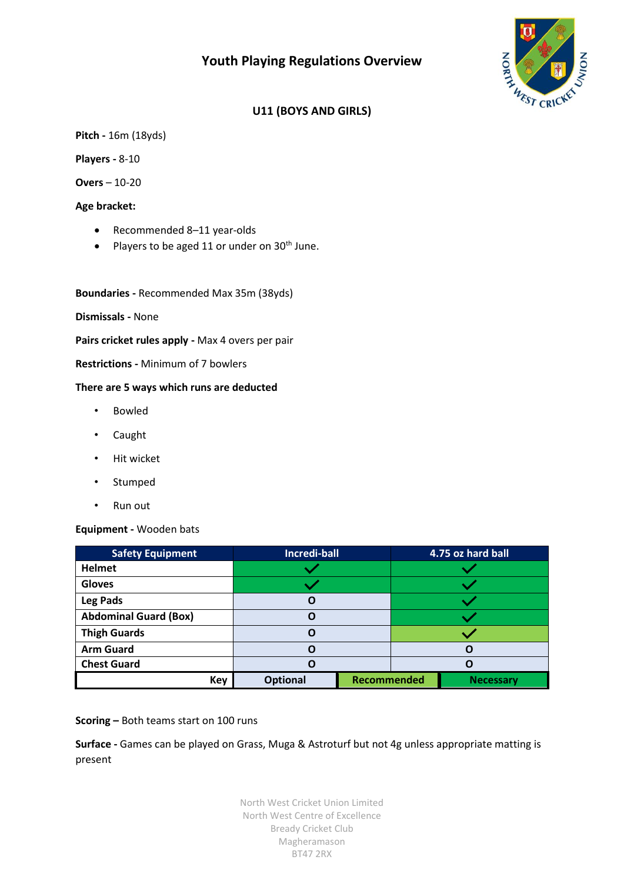# Youth Playing Regulations Overview

## U11 (BOYS AND GIRLS)

**Pitch -** 16m (18yds)

**Players -** 8-10

**Overs** – 10-20

**Age bracket:**

- Recommended 8–11 year-olds
- Players to be aged 11 or under on 30th June.

**Boundaries -** Recommended Max 35m (38yds)

**Dismissals -** None

**Pairs cricket rules apply -** Max 4 overs per pair

**Restrictions -** Minimum of 7 bowlers

**There are 5 ways which runs are deducted**

- Bowled
- Caught
- Hit wicket
- Stumped
- Run out

**Equipment -** Wooden bats

| Safety Equipment | Incredi-ball | 4.75 oz hard ball |
|---|---|---|
| Helmet | ✓ (Necessary) | ✓ (Necessary) |
| Gloves | ✓ (Necessary) | ✓ (Necessary) |
| Leg Pads | O | ✓ (Necessary) |
| Abdominal Guard (Box) | O | ✓ (Necessary) |
| Thigh Guards | O | ✓ (Recommended) |
| Arm Guard | O | O |
| Chest Guard | O | O |

**Key:** O = Optional; ✓ = Recommended / Necessary

**Scoring –** Both teams start on 100 runs

**Surface -** Games can be played on Grass, Muga & Astroturf but not 4g unless appropriate matting is present

North West Cricket Union Limited
North West Centre of Excellence
Bready Cricket Club
Magheramason
BT47 2RX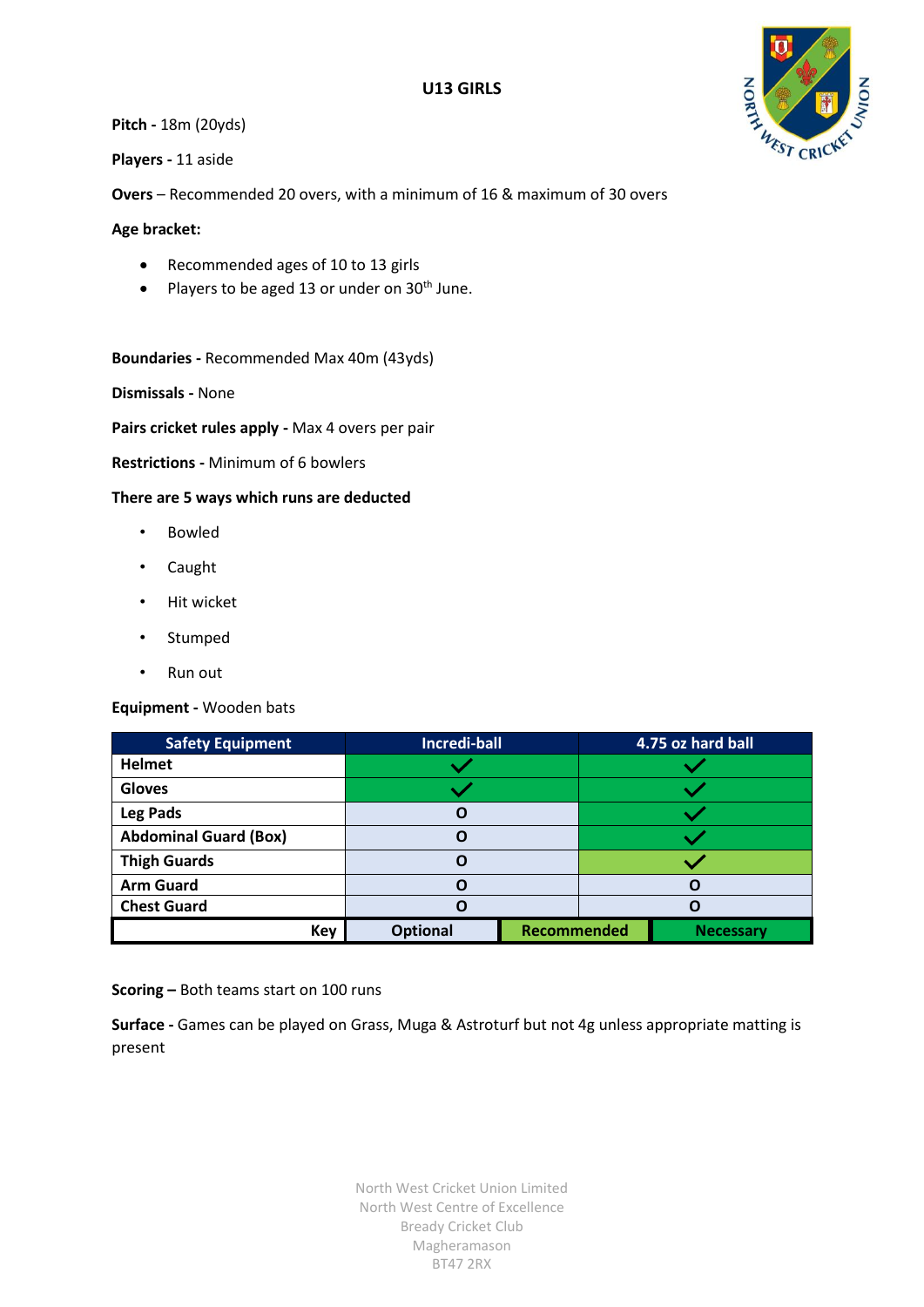## U13 GIRLS

**Pitch -** 18m (20yds)

**Players -** 11 aside

**Overs** – Recommended 20 overs, with a minimum of 16 & maximum of 30 overs

**Age bracket:**

- Recommended ages of 10 to 13 girls
- Players to be aged 13 or under on 30th June.

**Boundaries -** Recommended Max 40m (43yds)

**Dismissals -** None

**Pairs cricket rules apply -** Max 4 overs per pair

**Restrictions -** Minimum of 6 bowlers

**There are 5 ways which runs are deducted**

- Bowled
- Caught
- Hit wicket
- Stumped
- Run out

**Equipment -** Wooden bats

| Safety Equipment | Incredi-ball | 4.75 oz hard ball |
|---|---|---|
| **Helmet** | ✓ | ✓ |
| **Gloves** | ✓ | ✓ |
| **Leg Pads** | O | ✓ |
| **Abdominal Guard (Box)** | O | ✓ |
| **Thigh Guards** | O | ✓ |
| **Arm Guard** | O | O |
| **Chest Guard** | O | O |

**Key:** Optional | Recommended | Necessary

**Scoring –** Both teams start on 100 runs

**Surface -** Games can be played on Grass, Muga & Astroturf but not 4g unless appropriate matting is present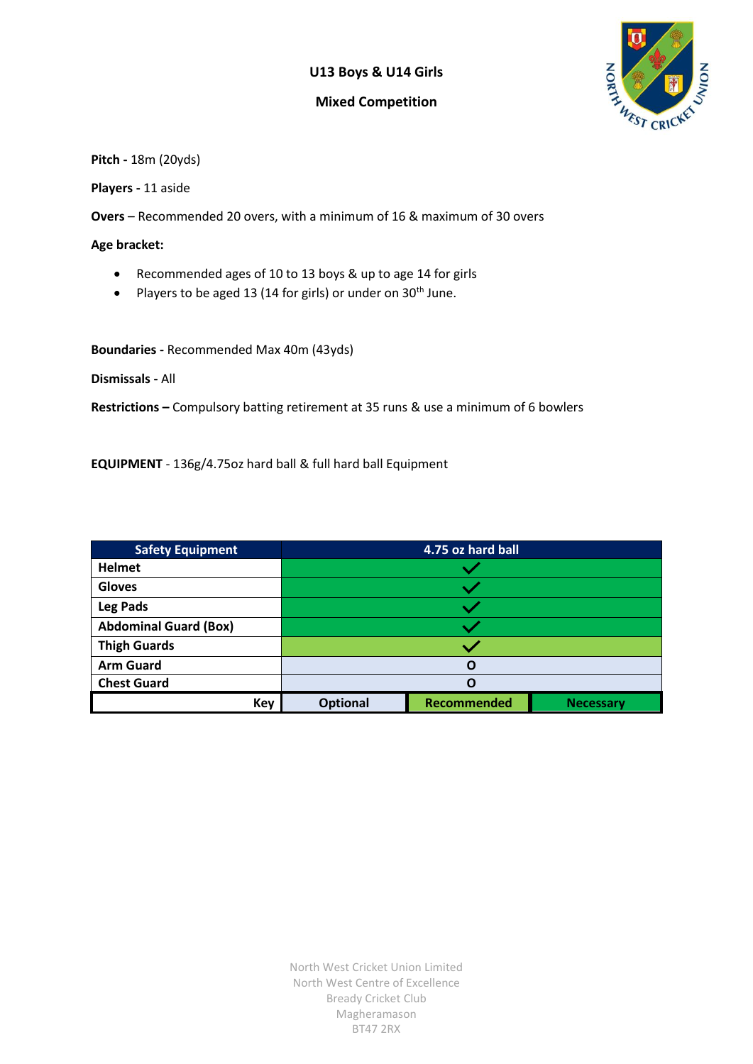## U13 Boys & U14 Girls

### Mixed Competition

**Pitch -** 18m (20yds)

**Players -** 11 aside

**Overs** – Recommended 20 overs, with a minimum of 16 & maximum of 30 overs

**Age bracket:**

- Recommended ages of 10 to 13 boys & up to age 14 for girls
- Players to be aged 13 (14 for girls) or under on 30th June.

**Boundaries -** Recommended Max 40m (43yds)

**Dismissals -** All

**Restrictions –** Compulsory batting retirement at 35 runs & use a minimum of 6 bowlers

**EQUIPMENT** - 136g/4.75oz hard ball & full hard ball Equipment

| Safety Equipment | 4.75 oz hard ball | | |
|---|---|---|---|
| **Helmet** | ✓ (Necessary) | | |
| **Gloves** | ✓ (Necessary) | | |
| **Leg Pads** | ✓ (Necessary) | | |
| **Abdominal Guard (Box)** | ✓ (Necessary) | | |
| **Thigh Guards** | ✓ (Recommended) | | |
| **Arm Guard** | O (Optional) | | |
| **Chest Guard** | O (Optional) | | |
| **Key** | **Optional** | **Recommended** | **Necessary** |

North West Cricket Union Limited
North West Centre of Excellence
Bready Cricket Club
Magheramason
BT47 2RX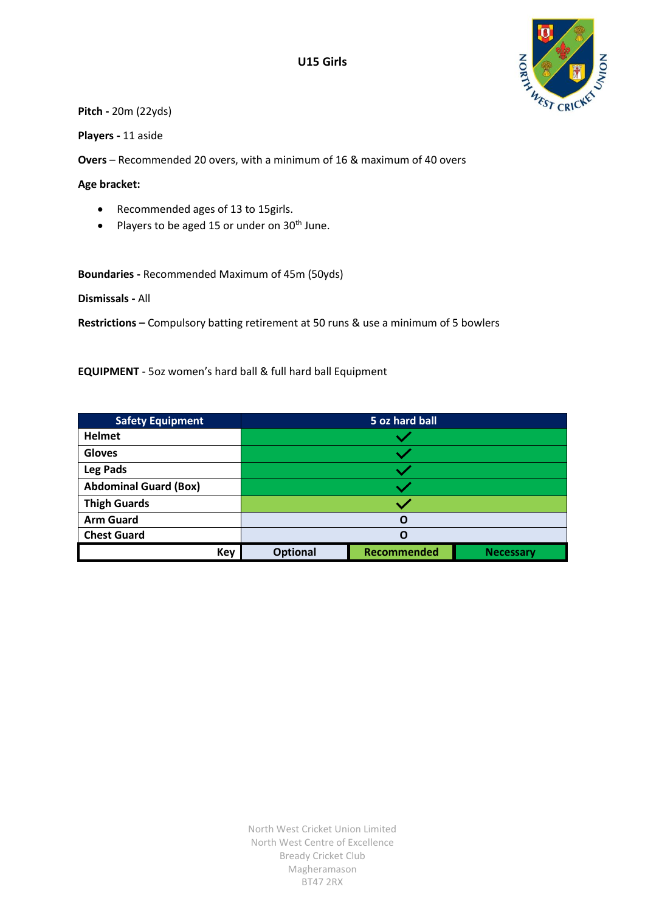## U15 Girls

**Pitch -** 20m (22yds)

**Players -** 11 aside

**Overs** – Recommended 20 overs, with a minimum of 16 & maximum of 40 overs

**Age bracket:**

- Recommended ages of 13 to 15girls.
- Players to be aged 15 or under on 30th June.

**Boundaries -** Recommended Maximum of 45m (50yds)

**Dismissals -** All

**Restrictions –** Compulsory batting retirement at 50 runs & use a minimum of 5 bowlers

**EQUIPMENT** - 5oz women's hard ball & full hard ball Equipment

| Safety Equipment | 5 oz hard ball | | |
|---|---|---|---|
| Helmet | ✓ (Necessary) | | |
| Gloves | ✓ (Necessary) | | |
| Leg Pads | ✓ (Necessary) | | |
| Abdominal Guard (Box) | ✓ (Necessary) | | |
| Thigh Guards | ✓ (Recommended) | | |
| Arm Guard | O (Optional) | | |
| Chest Guard | O (Optional) | | |
| **Key** | **Optional** | **Recommended** | **Necessary** |

North West Cricket Union Limited
North West Centre of Excellence
Bready Cricket Club
Magheramason
BT47 2RX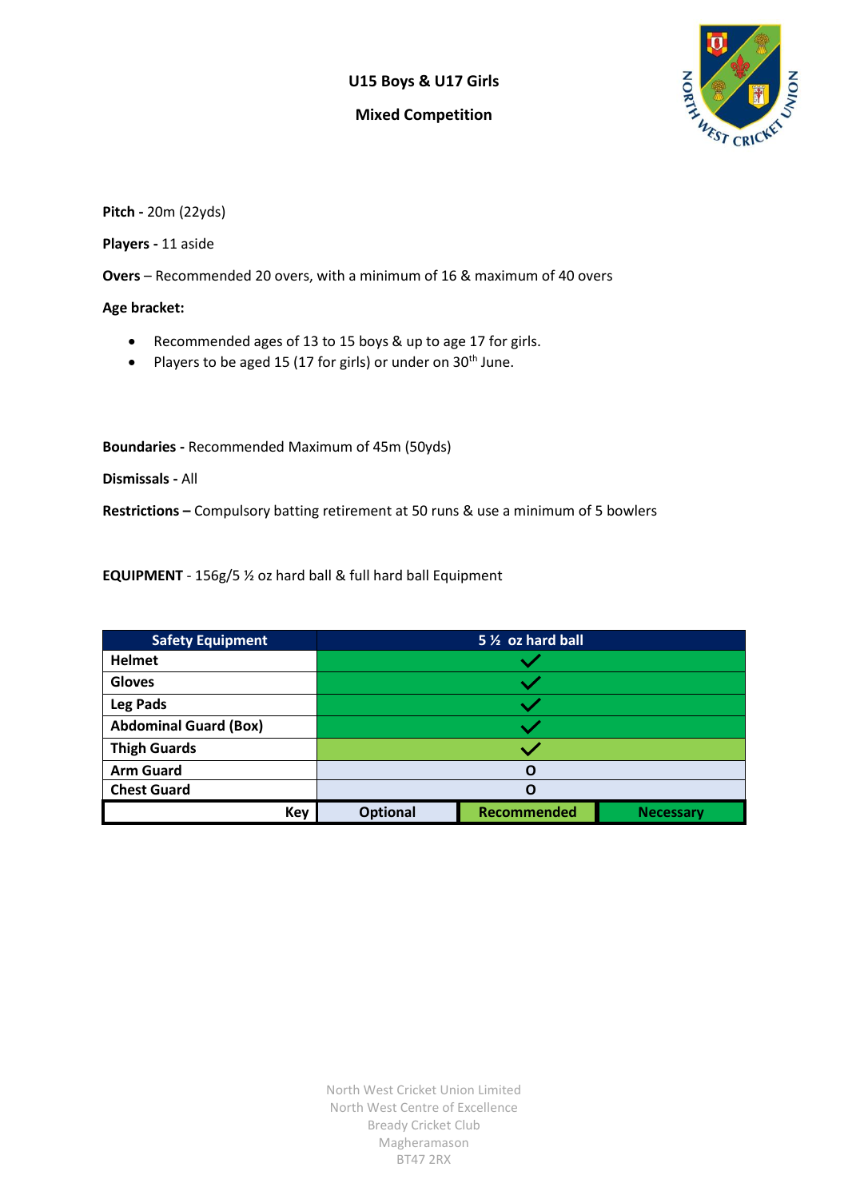## U15 Boys & U17 Girls

## Mixed Competition

**Pitch -** 20m (22yds)

**Players -** 11 aside

**Overs** – Recommended 20 overs, with a minimum of 16 & maximum of 40 overs

**Age bracket:**

- Recommended ages of 13 to 15 boys & up to age 17 for girls.
- Players to be aged 15 (17 for girls) or under on 30th June.

**Boundaries -** Recommended Maximum of 45m (50yds)

**Dismissals -** All

**Restrictions –** Compulsory batting retirement at 50 runs & use a minimum of 5 bowlers

**EQUIPMENT** - 156g/5 ½ oz hard ball & full hard ball Equipment

| Safety Equipment | 5 ½ oz hard ball | | |
|---|---|---|---|
| Helmet | ✓ (Necessary) | | |
| Gloves | ✓ (Necessary) | | |
| Leg Pads | ✓ (Necessary) | | |
| Abdominal Guard (Box) | ✓ (Necessary) | | |
| Thigh Guards | ✓ (Recommended) | | |
| Arm Guard | O (Optional) | | |
| Chest Guard | O (Optional) | | |
| Key | Optional | Recommended | Necessary |

North West Cricket Union Limited
North West Centre of Excellence
Bready Cricket Club
Magheramason
BT47 2RX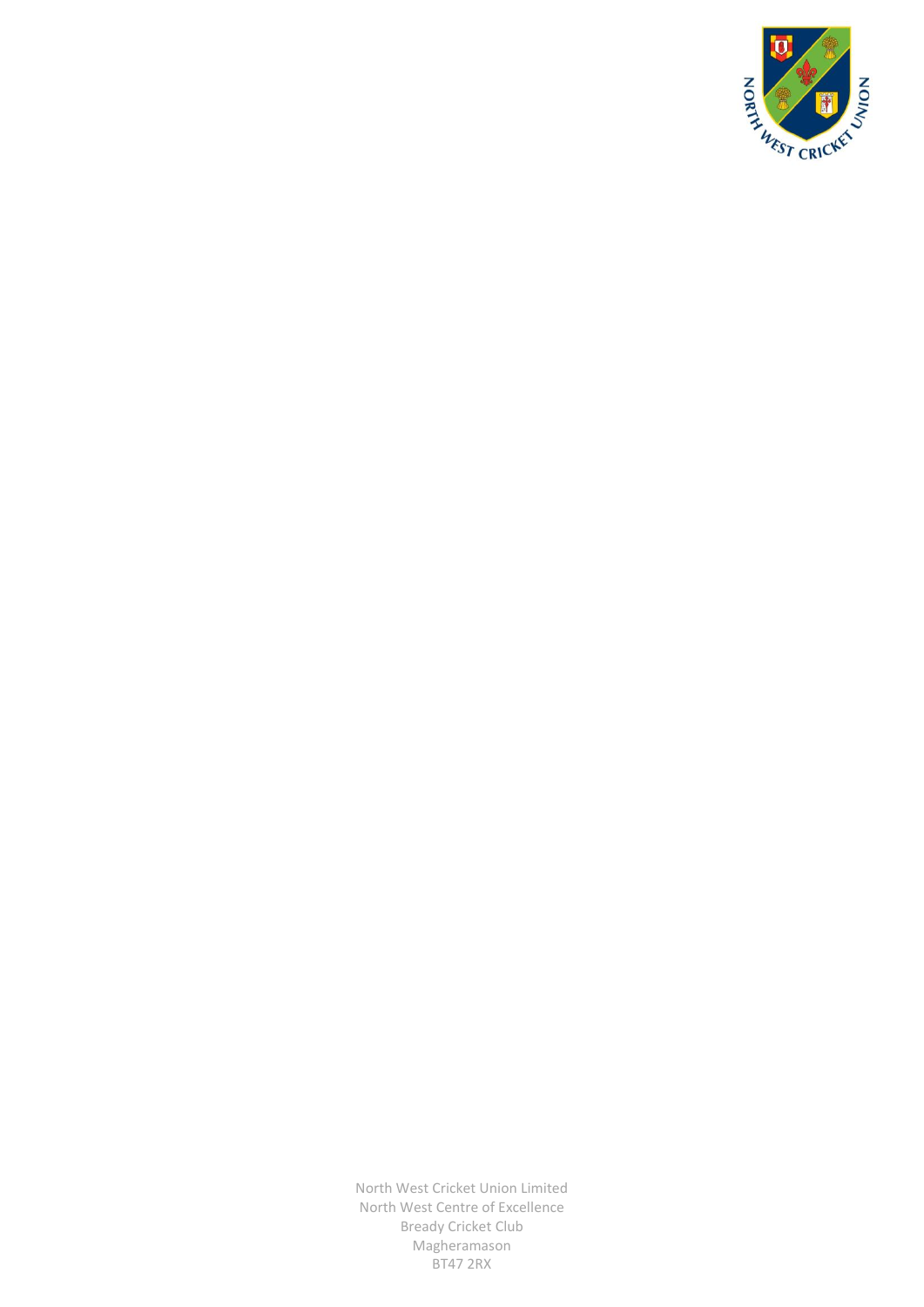North West Cricket Union Limited
North West Centre of Excellence
Bready Cricket Club
Magheramason
BT47 2RX